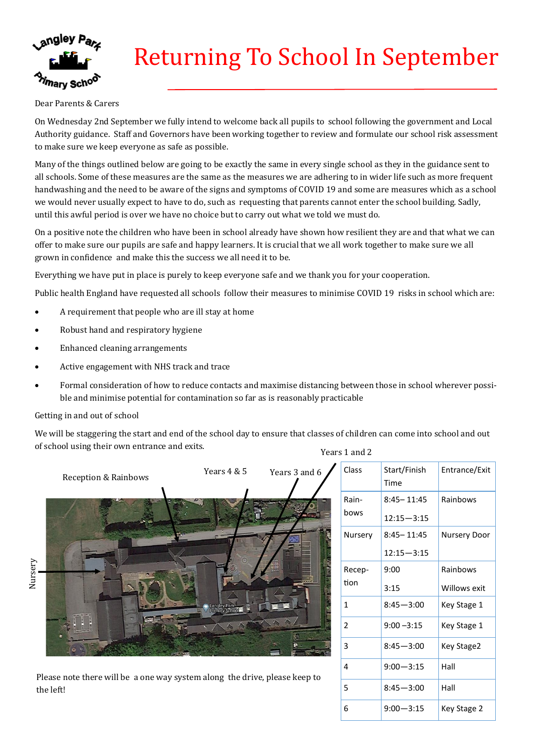# Returning To School In September

Dear Parents & Carers

On Wednesday 2nd September we fully intend to welcome back all pupils to school following the government and Local Authority guidance. Staff and Governors have been working together to review and formulate our school risk assessment to make sure we keep everyone as safe as possible.

Many of the things outlined below are going to be exactly the same in every single school as they in the guidance sent to all schools. Some of these measures are the same as the measures we are adhering to in wider life such as more frequent handwashing and the need to be aware of the signs and symptoms of COVID 19 and some are measures which as a school we would never usually expect to have to do, such as requesting that parents cannot enter the school building. Sadly, until this awful period is over we have no choice but to carry out what we told we must do.

On a positive note the children who have been in school already have shown how resilient they are and that what we can offer to make sure our pupils are safe and happy learners. It is crucial that we all work together to make sure we all grown in confidence and make this the success we all need it to be.

Everything we have put in place is purely to keep everyone safe and we thank you for your cooperation.

Public health England have requested all schools follow their measures to minimise COVID 19 risks in school which are:

- A requirement that people who are ill stay at home
- Robust hand and respiratory hygiene
- Enhanced cleaning arrangements
- Active engagement with NHS track and trace
- Formal consideration of how to reduce contacts and maximise distancing between those in school wherever possible and minimise potential for contamination so far as is reasonably practicable

Getting in and out of school

We will be staggering the start and end of the school day to ensure that classes of children can come into school and out of school using their own entrance and exits.

Reception & Rainbows

Years 4 & 5

Years 3 and 6

Years 1 and 2

Nursery

Please note there will be a one way system along the drive, please keep to the left!

| Class | Start/Finish Time | Entrance/Exit |
|---|---|---|
| Rainbows | 8:45– 11:45<br>12:15—3:15 | Rainbows |
| Nursery | 8:45– 11:45<br>12:15—3:15 | Nursery Door |
| Reception | 9:00<br>3:15 | Rainbows<br>Willows exit |
| 1 | 8:45—3:00 | Key Stage 1 |
| 2 | 9:00 –3:15 | Key Stage 1 |
| 3 | 8:45—3:00 | Key Stage2 |
| 4 | 9:00—3:15 | Hall |
| 5 | 8:45—3:00 | Hall |
| 6 | 9:00—3:15 | Key Stage 2 |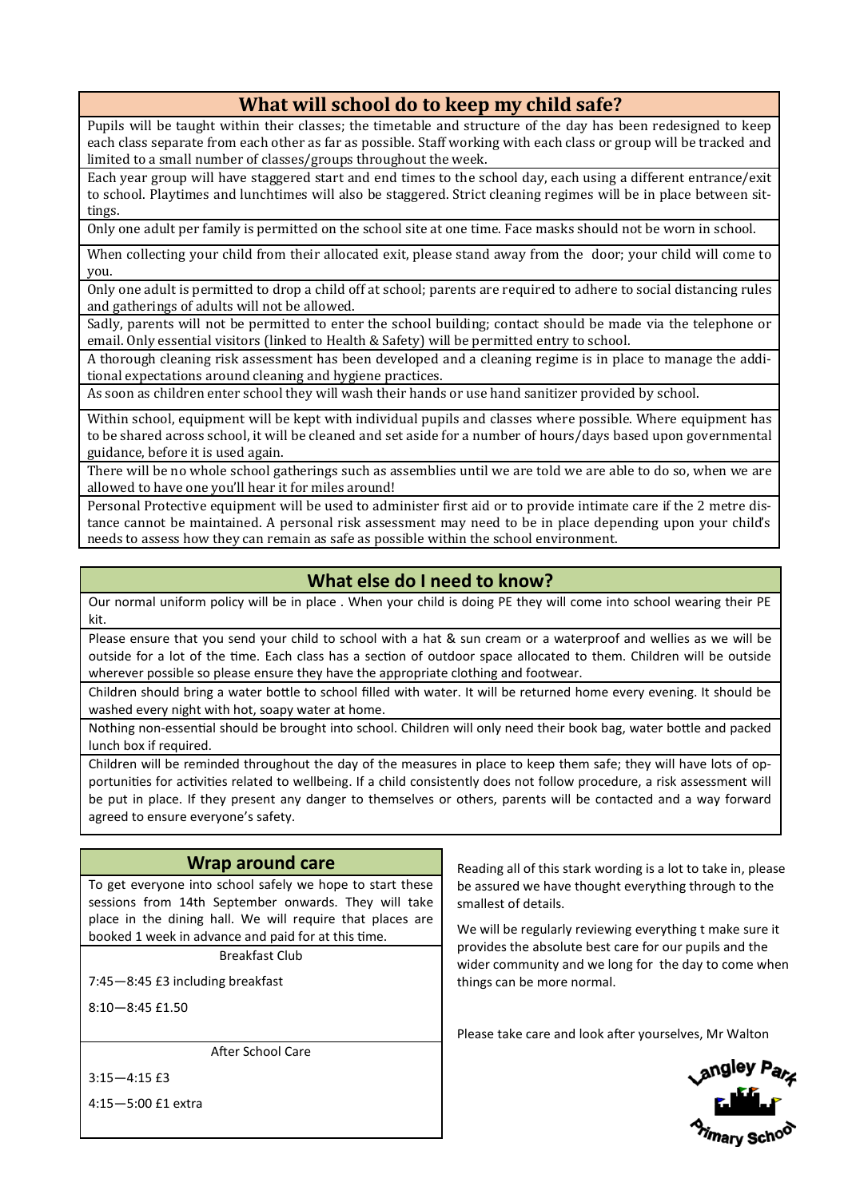## What will school do to keep my child safe?

Pupils will be taught within their classes; the timetable and structure of the day has been redesigned to keep each class separate from each other as far as possible. Staff working with each class or group will be tracked and limited to a small number of classes/groups throughout the week.

Each year group will have staggered start and end times to the school day, each using a different entrance/exit to school. Playtimes and lunchtimes will also be staggered. Strict cleaning regimes will be in place between sittings.

Only one adult per family is permitted on the school site at one time. Face masks should not be worn in school.

When collecting your child from their allocated exit, please stand away from the door; your child will come to you.

Only one adult is permitted to drop a child off at school; parents are required to adhere to social distancing rules and gatherings of adults will not be allowed.

Sadly, parents will not be permitted to enter the school building; contact should be made via the telephone or email. Only essential visitors (linked to Health & Safety) will be permitted entry to school.

A thorough cleaning risk assessment has been developed and a cleaning regime is in place to manage the additional expectations around cleaning and hygiene practices.

As soon as children enter school they will wash their hands or use hand sanitizer provided by school.

Within school, equipment will be kept with individual pupils and classes where possible. Where equipment has to be shared across school, it will be cleaned and set aside for a number of hours/days based upon governmental guidance, before it is used again.

There will be no whole school gatherings such as assemblies until we are told we are able to do so, when we are allowed to have one you'll hear it for miles around!

Personal Protective equipment will be used to administer first aid or to provide intimate care if the 2 metre distance cannot be maintained. A personal risk assessment may need to be in place depending upon your child's needs to assess how they can remain as safe as possible within the school environment.

## What else do I need to know?

Our normal uniform policy will be in place . When your child is doing PE they will come into school wearing their PE kit.

Please ensure that you send your child to school with a hat & sun cream or a waterproof and wellies as we will be outside for a lot of the time. Each class has a section of outdoor space allocated to them. Children will be outside wherever possible so please ensure they have the appropriate clothing and footwear.

Children should bring a water bottle to school filled with water. It will be returned home every evening. It should be washed every night with hot, soapy water at home.

Nothing non-essential should be brought into school. Children will only need their book bag, water bottle and packed lunch box if required.

Children will be reminded throughout the day of the measures in place to keep them safe; they will have lots of opportunities for activities related to wellbeing. If a child consistently does not follow procedure, a risk assessment will be put in place. If they present any danger to themselves or others, parents will be contacted and a way forward agreed to ensure everyone's safety.

## Wrap around care

To get everyone into school safely we hope to start these sessions from 14th September onwards. They will take place in the dining hall. We will require that places are booked 1 week in advance and paid for at this time.

**Breakfast Club**

7:45—8:45 £3 including breakfast

8:10—8:45 £1.50

**After School Care**

3:15—4:15 £3

4:15—5:00 £1 extra

Reading all of this stark wording is a lot to take in, please be assured we have thought everything through to the smallest of details.

We will be regularly reviewing everything t make sure it provides the absolute best care for our pupils and the wider community and we long for the day to come when things can be more normal.

Please take care and look after yourselves, Mr Walton

Langley Park Primary School